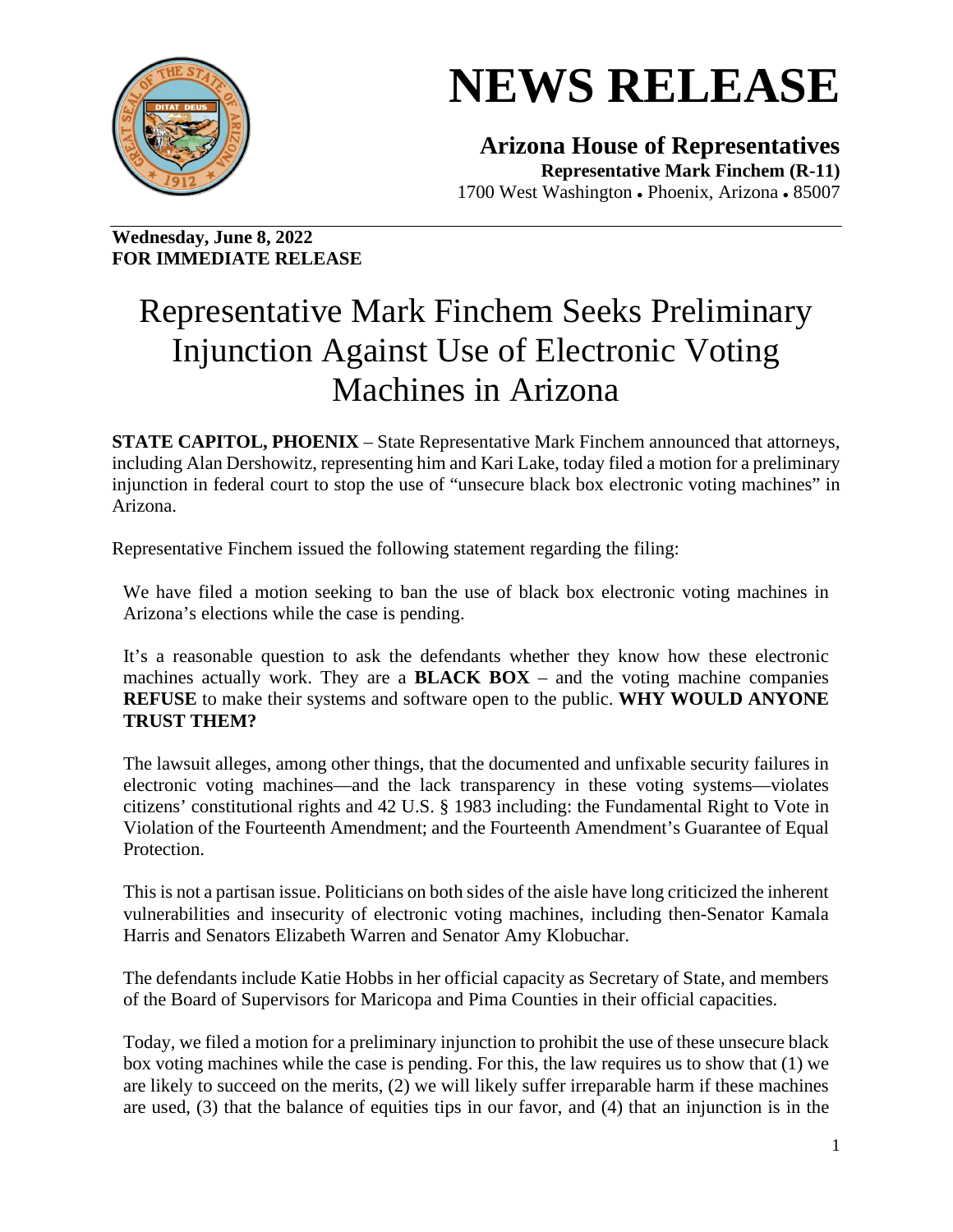―――

# NEWS RELEASE

**Arizona House of Representatives**
**Representative Mark Finchem (R-11)**
1700 West Washington • Phoenix, Arizona • 85007

**Wednesday, June 8, 2022**
**FOR IMMEDIATE RELEASE**

# Representative Mark Finchem Seeks Preliminary Injunction Against Use of Electronic Voting Machines in Arizona

**STATE CAPITOL, PHOENIX** – State Representative Mark Finchem announced that attorneys, including Alan Dershowitz, representing him and Kari Lake, today filed a motion for a preliminary injunction in federal court to stop the use of "unsecure black box electronic voting machines" in Arizona.

Representative Finchem issued the following statement regarding the filing:

> We have filed a motion seeking to ban the use of black box electronic voting machines in Arizona's elections while the case is pending.
>
> It's a reasonable question to ask the defendants whether they know how these electronic machines actually work. They are a **BLACK BOX** – and the voting machine companies **REFUSE** to make their systems and software open to the public. **WHY WOULD ANYONE TRUST THEM?**
>
> The lawsuit alleges, among other things, that the documented and unfixable security failures in electronic voting machines—and the lack transparency in these voting systems—violates citizens' constitutional rights and 42 U.S. § 1983 including: the Fundamental Right to Vote in Violation of the Fourteenth Amendment; and the Fourteenth Amendment's Guarantee of Equal Protection.
>
> This is not a partisan issue. Politicians on both sides of the aisle have long criticized the inherent vulnerabilities and insecurity of electronic voting machines, including then-Senator Kamala Harris and Senators Elizabeth Warren and Senator Amy Klobuchar.
>
> The defendants include Katie Hobbs in her official capacity as Secretary of State, and members of the Board of Supervisors for Maricopa and Pima Counties in their official capacities.
>
> Today, we filed a motion for a preliminary injunction to prohibit the use of these unsecure black box voting machines while the case is pending. For this, the law requires us to show that (1) we are likely to succeed on the merits, (2) we will likely suffer irreparable harm if these machines are used, (3) that the balance of equities tips in our favor, and (4) that an injunction is in the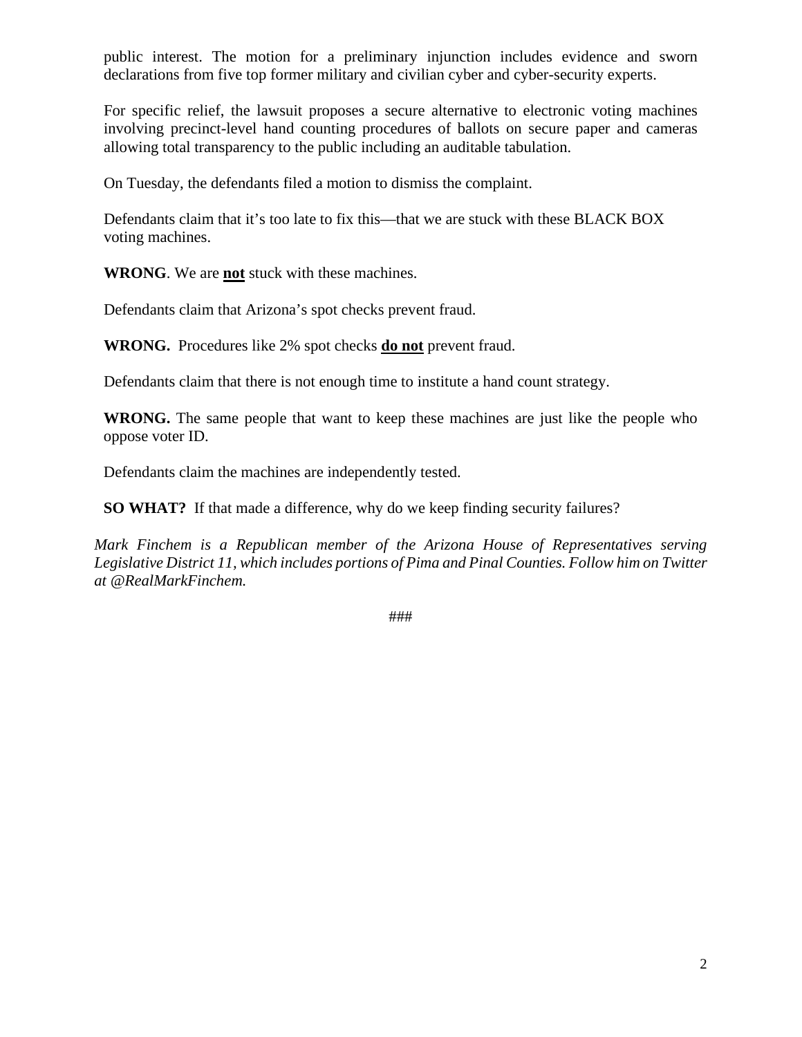public interest. The motion for a preliminary injunction includes evidence and sworn declarations from five top former military and civilian cyber and cyber-security experts.

For specific relief, the lawsuit proposes a secure alternative to electronic voting machines involving precinct-level hand counting procedures of ballots on secure paper and cameras allowing total transparency to the public including an auditable tabulation.

On Tuesday, the defendants filed a motion to dismiss the complaint.

Defendants claim that it's too late to fix this—that we are stuck with these BLACK BOX voting machines.

**WRONG**. We are **<u>not</u>** stuck with these machines.

Defendants claim that Arizona's spot checks prevent fraud.

**WRONG.** Procedures like 2% spot checks **<u>do not</u>** prevent fraud.

Defendants claim that there is not enough time to institute a hand count strategy.

**WRONG.** The same people that want to keep these machines are just like the people who oppose voter ID.

Defendants claim the machines are independently tested.

**SO WHAT?** If that made a difference, why do we keep finding security failures?

*Mark Finchem is a Republican member of the Arizona House of Representatives serving Legislative District 11, which includes portions of Pima and Pinal Counties. Follow him on Twitter at @RealMarkFinchem.*

###